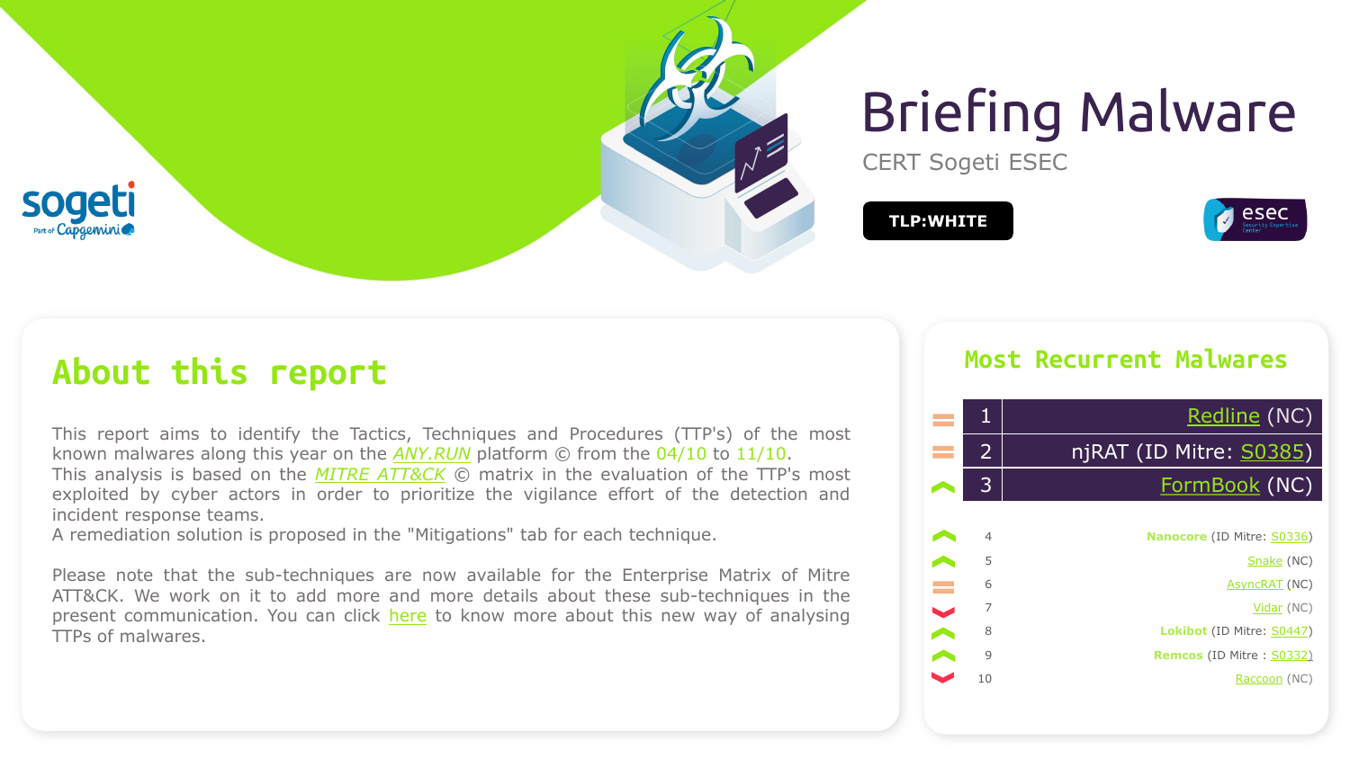# Briefing Malware

CERT Sogeti ESEC

**TLP:WHITE**

## About this report

This report aims to identify the Tactics, Techniques and Procedures (TTP's) of the most known malwares along this year on the *ANY.RUN* platform © from the 04/10 to 11/10.
This analysis is based on the *MITRE ATT&CK* © matrix in the evaluation of the TTP's most exploited by cyber actors in order to prioritize the vigilance effort of the detection and incident response teams.
A remediation solution is proposed in the "Mitigations" tab for each technique.

Please note that the sub-techniques are now available for the Enterprise Matrix of Mitre ATT&CK. We work on it to add more and more details about these sub-techniques in the present communication. You can click here to know more about this new way of analysing TTPs of malwares.

## Most Recurrent Malwares

| Trend | Rank | Malware |
|---|---|---|
| = | 1 | Redline (NC) |
| = | 2 | njRAT (ID Mitre: S0385) |
| ↑ | 3 | FormBook (NC) |
| ↑ | 4 | **Nanocore** (ID Mitre: S0336) |
| ↑ | 5 | Snake (NC) |
| = | 6 | AsyncRAT (NC) |
| ↓ | 7 | Vidar (NC) |
| ↑ | 8 | **Lokibot** (ID Mitre: S0447) |
| ↑ | 9 | **Remcos** (ID Mitre : S0332) |
| ↓ | 10 | Raccoon (NC) |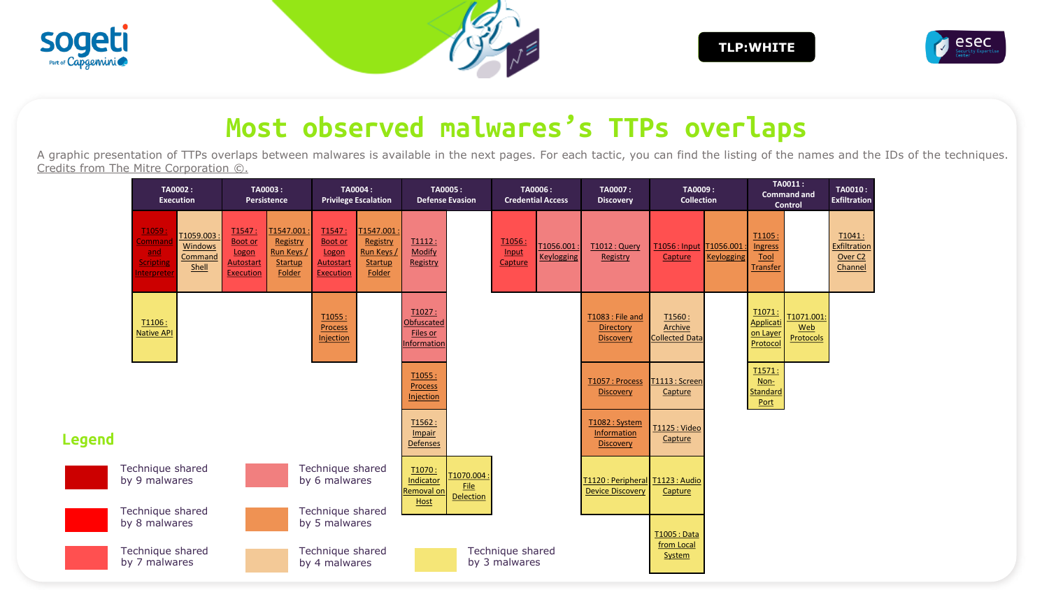TLP:WHITE

# Most observed malwares's TTPs overlaps

A graphic presentation of TTPs overlaps between malwares is available in the next pages. For each tactic, you can find the listing of the names and the IDs of the techniques. Credits from The Mitre Corporation ©.

| TA0002 : Execution | | TA0003 : Persistence | | TA0004 : Privilege Escalation | | TA0005 : Defense Evasion | | TA0006 : Credential Access | | TA0007 : Discovery | TA0009 : Collection | | TA0011 : Command and Control | | TA0010 : Exfiltration |
|---|---|---|---|---|---|---|---|---|---|---|---|---|---|---|---|
| T1059 : Command and Scripting Interpreter | T1059.003 : Windows Command Shell | T1547 : Boot or Logon Autostart Execution | T1547.001 : Registry Run Keys / Startup Folder | T1547 : Boot or Logon Autostart Execution | T1547.001 : Registry Run Keys / Startup Folder | T1112 : Modify Registry | | T1056 : Input Capture | T1056.001 : Keylogging | T1012 : Query Registry | T1056 : Input Capture | T1056.001 : Keylogging | T1105 : Ingress Tool Transfer | | T1041 : Exfiltration Over C2 Channel |
| T1106 : Native API | | | | T1055 : Process Injection | | T1027 : Obfuscated Files or Information | | | | T1083 : File and Directory Discovery | T1560 : Archive Collected Data | | T1071 : Application Layer Protocol | T1071.001 : Web Protocols | |
| | | | | | | T1055 : Process Injection | | | | T1057 : Process Discovery | T1113 : Screen Capture | | T1571 : Non-Standard Port | | |
| | | | | | | T1562 : Impair Defenses | | | | T1082 : System Information Discovery | T1125 : Video Capture | | | | |
| | | | | | | T1070 : Indicator Removal on Host | T1070.004 : File Delection | | | T1120 : Peripheral Device Discovery | T1123 : Audio Capture | | | | |
| | | | | | | | | | | | T1005 : Data from Local System | | | | |

## Legend

- Technique shared by 9 malwares
- Technique shared by 8 malwares
- Technique shared by 7 malwares
- Technique shared by 6 malwares
- Technique shared by 5 malwares
- Technique shared by 4 malwares
- Technique shared by 3 malwares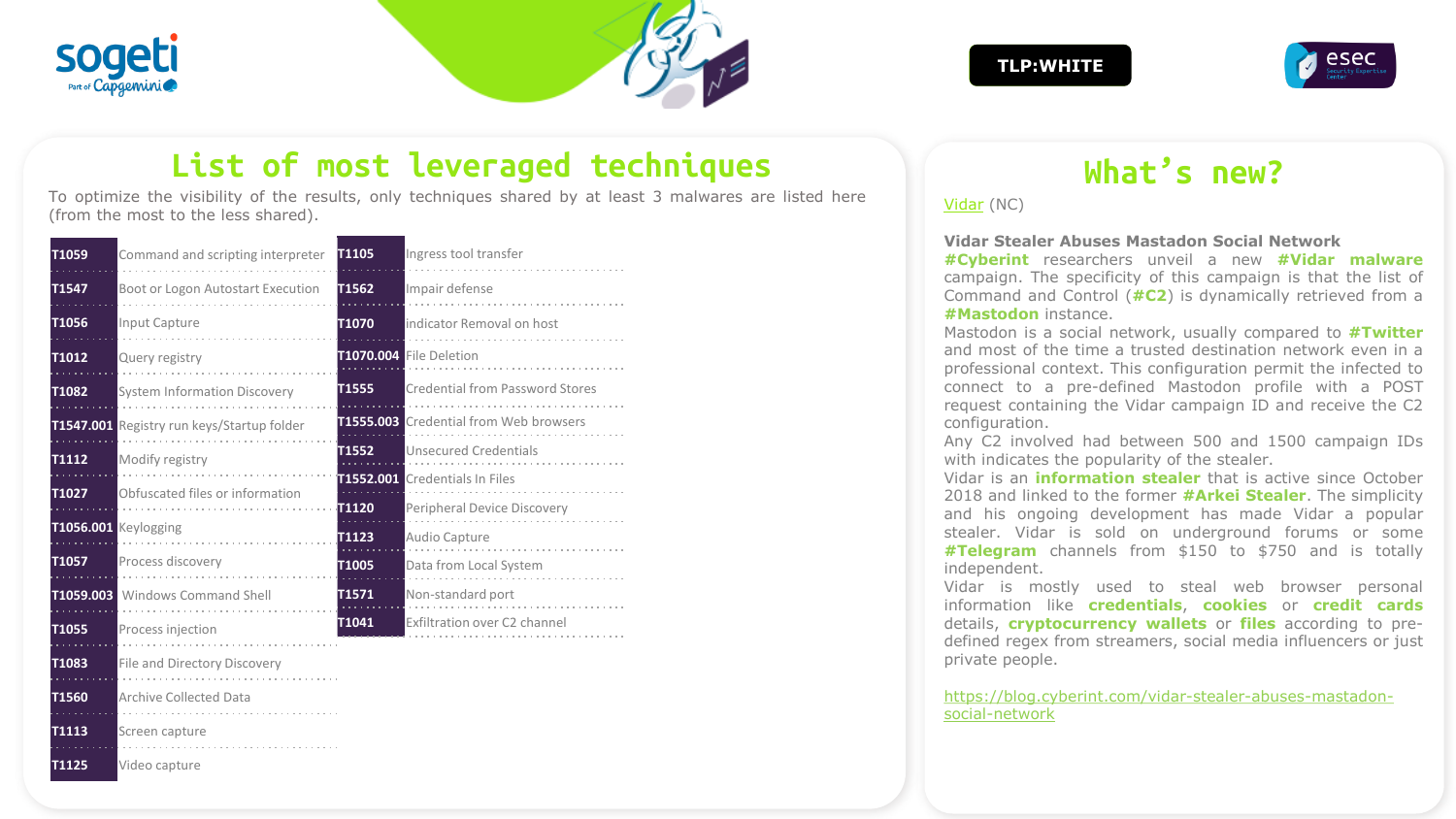TLP:WHITE

## List of most leveraged techniques

To optimize the visibility of the results, only techniques shared by at least 3 malwares are listed here (from the most to the less shared).

| | |
|---|---|
| T1059 | Command and scripting interpreter |
| T1547 | Boot or Logon Autostart Execution |
| T1056 | Input Capture |
| T1012 | Query registry |
| T1082 | System Information Discovery |
| T1547.001 | Registry run keys/Startup folder |
| T1112 | Modify registry |
| T1027 | Obfuscated files or information |
| T1056.001 | Keylogging |
| T1057 | Process discovery |
| T1059.003 | Windows Command Shell |
| T1055 | Process injection |
| T1083 | File and Directory Discovery |
| T1560 | Archive Collected Data |
| T1113 | Screen capture |
| T1125 | Video capture |
| T1105 | Ingress tool transfer |
| T1562 | Impair defense |
| T1070 | indicator Removal on host |
| T1070.004 | File Deletion |
| T1555 | Credential from Password Stores |
| T1555.003 | Credential from Web browsers |
| T1552 | Unsecured Credentials |
| T1552.001 | Credentials In Files |
| T1120 | Peripheral Device Discovery |
| T1123 | Audio Capture |
| T1005 | Data from Local System |
| T1571 | Non-standard port |
| T1041 | Exfiltration over C2 channel |

## What's new?

Vidar (NC)

**Vidar Stealer Abuses Mastodon Social Network**

**#Cyberint** researchers unveil a new **#Vidar malware** campaign. The specificity of this campaign is that the list of Command and Control (**#C2**) is dynamically retrieved from a **#Mastodon** instance.

Mastodon is a social network, usually compared to **#Twitter** and most of the time a trusted destination network even in a professional context. This configuration permit the infected to connect to a pre-defined Mastodon profile with a POST request containing the Vidar campaign ID and receive the C2 configuration.

Any C2 involved had between 500 and 1500 campaign IDs with indicates the popularity of the stealer.

Vidar is an **information stealer** that is active since October 2018 and linked to the former **#Arkei Stealer**. The simplicity and his ongoing development has made Vidar a popular stealer. Vidar is sold on underground forums or some **#Telegram** channels from $150 to $750 and is totally independent.

Vidar is mostly used to steal web browser personal information like **credentials**, **cookies** or **credit cards** details, **cryptocurrency wallets** or **files** according to pre-defined regex from streamers, social media influencers or just private people.

https://blog.cyberint.com/vidar-stealer-abuses-mastodon-social-network